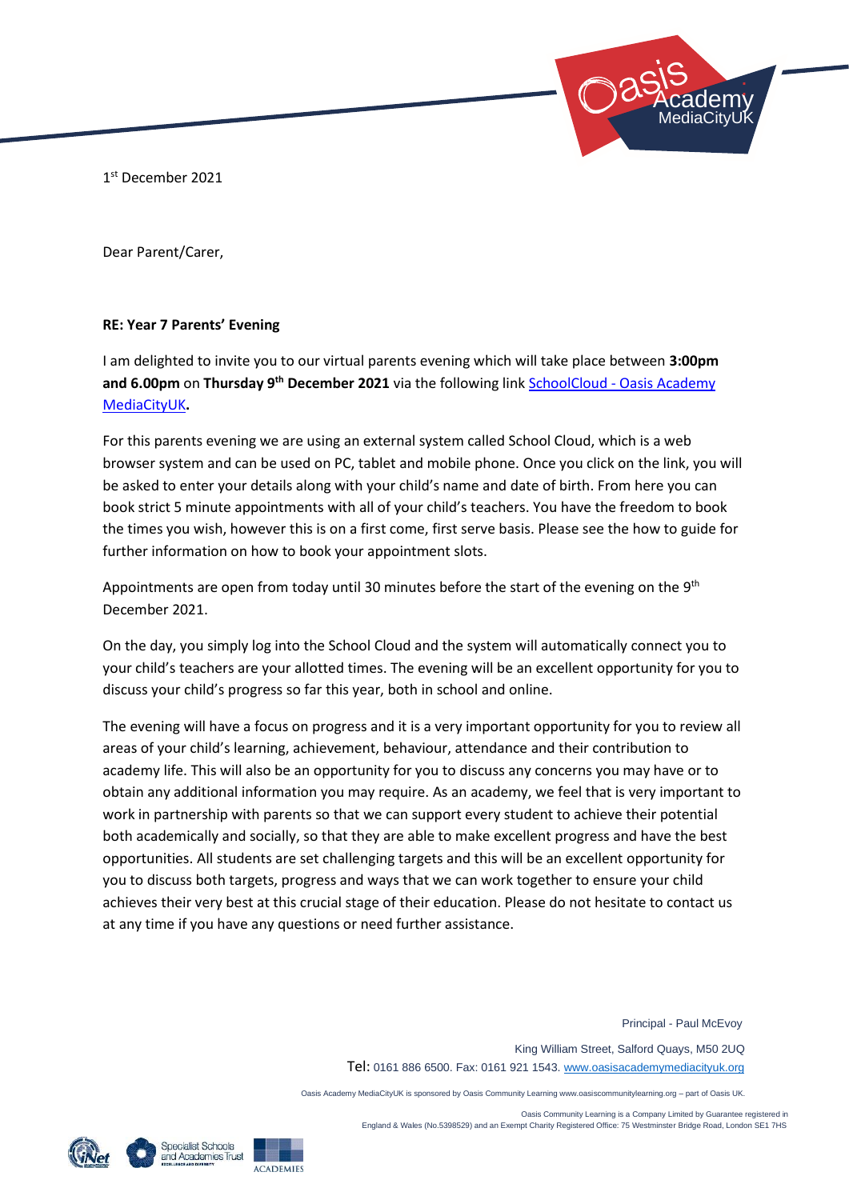1st December 2021

Dear Parent/Carer,

**RE: Year 7 Parents' Evening**

I am delighted to invite you to our virtual parents evening which will take place between **3:00pm and 6.00pm** on **Thursday 9th December 2021** via the following link [SchoolCloud - Oasis Academy MediaCityUK](SchoolCloud - Oasis Academy MediaCityUK)**.**

For this parents evening we are using an external system called School Cloud, which is a web browser system and can be used on PC, tablet and mobile phone. Once you click on the link, you will be asked to enter your details along with your child's name and date of birth. From here you can book strict 5 minute appointments with all of your child's teachers. You have the freedom to book the times you wish, however this is on a first come, first serve basis. Please see the how to guide for further information on how to book your appointment slots.

Appointments are open from today until 30 minutes before the start of the evening on the 9th December 2021.

On the day, you simply log into the School Cloud and the system will automatically connect you to your child's teachers are your allotted times. The evening will be an excellent opportunity for you to discuss your child's progress so far this year, both in school and online.

The evening will have a focus on progress and it is a very important opportunity for you to review all areas of your child's learning, achievement, behaviour, attendance and their contribution to academy life. This will also be an opportunity for you to discuss any concerns you may have or to obtain any additional information you may require. As an academy, we feel that is very important to work in partnership with parents so that we can support every student to achieve their potential both academically and socially, so that they are able to make excellent progress and have the best opportunities. All students are set challenging targets and this will be an excellent opportunity for you to discuss both targets, progress and ways that we can work together to ensure your child achieves their very best at this crucial stage of their education. Please do not hesitate to contact us at any time if you have any questions or need further assistance.

Principal - Paul McEvoy

King William Street, Salford Quays, M50 2UQ
Tel: 0161 886 6500. Fax: 0161 921 1543. www.oasisacademymediacityuk.org

Oasis Academy MediaCityUK is sponsored by Oasis Community Learning www.oasiscommunitylearning.org – part of Oasis UK.

Oasis Community Learning is a Company Limited by Guarantee registered in England & Wales (No.5398529) and an Exempt Charity Registered Office: 75 Westminster Bridge Road, London SE1 7HS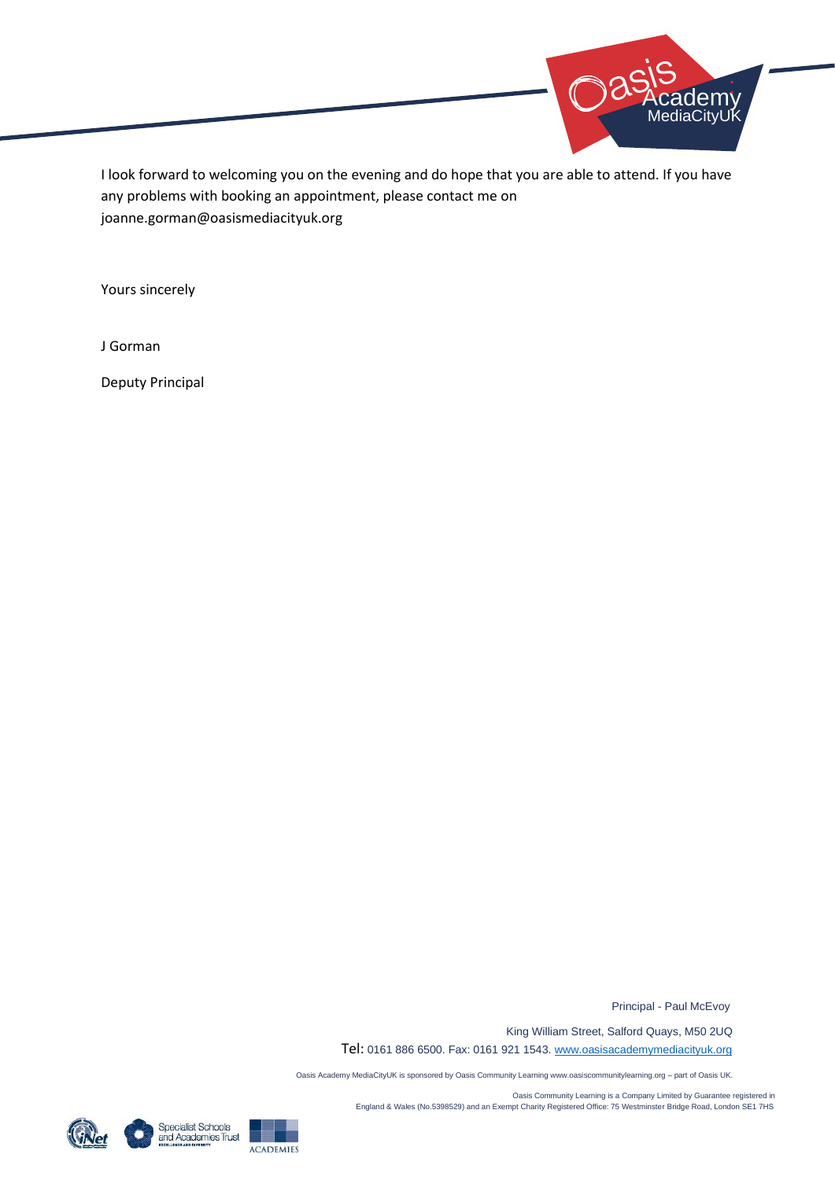I look forward to welcoming you on the evening and do hope that you are able to attend. If you have any problems with booking an appointment, please contact me on joanne.gorman@oasismediacityuk.org

Yours sincerely

J Gorman

Deputy Principal

Principal - Paul McEvoy

King William Street, Salford Quays, M50 2UQ

Tel: 0161 886 6500. Fax: 0161 921 1543. www.oasisacademymediacityuk.org

Oasis Academy MediaCityUK is sponsored by Oasis Community Learning www.oasiscommunitylearning.org – part of Oasis UK.

Oasis Community Learning is a Company Limited by Guarantee registered in England & Wales (No.5398529) and an Exempt Charity Registered Office: 75 Westminster Bridge Road, London SE1 7HS